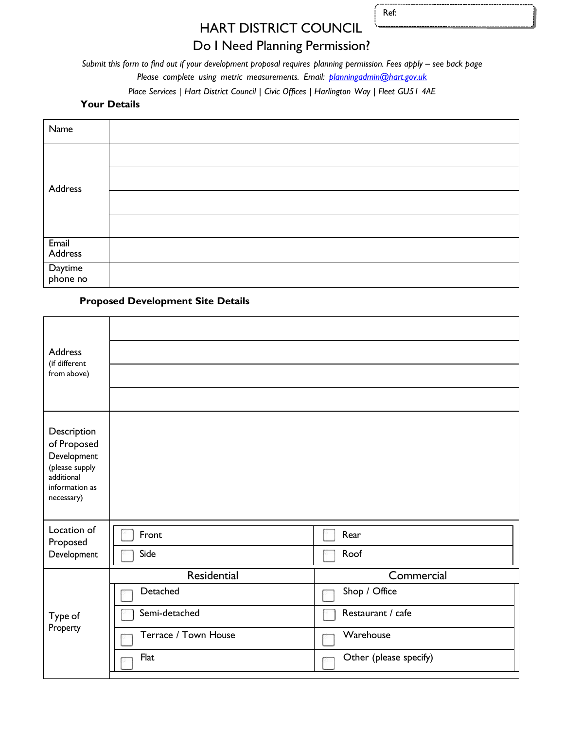Ref:

# HART DISTRICT COUNCIL

## Do I Need Planning Permission?

*Submit this form to find out if your development proposal requires planning permission. Fees apply – see back page*

*Please complete using metric measurements. Email: planningadmin@hart.gov.uk*

*Place Services | Hart District Council | Civic Offices | Harlington Way | Fleet GU51 4AE*

### Your Details

| | |
|---|---|
| Name | |
| Address | |
| | |
| | |
| | |
| Email Address | |
| Daytime phone no | |

### Proposed Development Site Details

| | | |
|---|---|---|
| Address (if different from above) | | |
| | | |
| | | |
| | | |
| Description of Proposed Development (please supply additional information as necessary) | | |
| Location of Proposed Development | ☐ Front | ☐ Rear |
| | ☐ Side | ☐ Roof |
| Type of Property | Residential | Commercial |
| | ☐ Detached | ☐ Shop / Office |
| | ☐ Semi-detached | ☐ Restaurant / cafe |
| | ☐ Terrace / Town House | ☐ Warehouse |
| | ☐ Flat | ☐ Other (please specify) |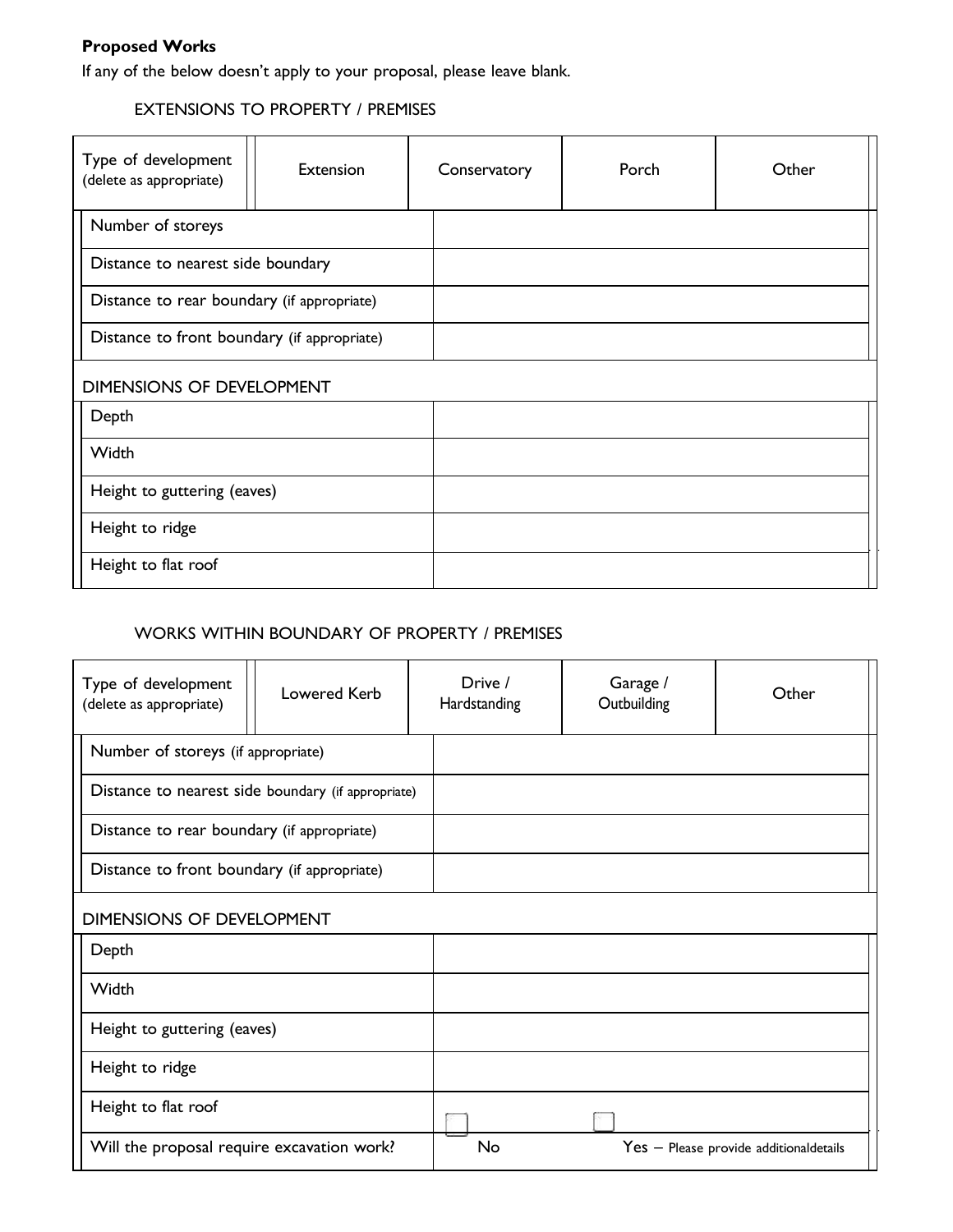**Proposed Works**

If any of the below doesn't apply to your proposal, please leave blank.

EXTENSIONS TO PROPERTY / PREMISES

| Type of development (delete as appropriate) | Extension | Conservatory | Porch | Other |
|---|---|---|---|---|
| Number of storeys | | | | |
| Distance to nearest side boundary | | | | |
| Distance to rear boundary (if appropriate) | | | | |
| Distance to front boundary (if appropriate) | | | | |
| **DIMENSIONS OF DEVELOPMENT** | | | | |
| Depth | | | | |
| Width | | | | |
| Height to guttering (eaves) | | | | |
| Height to ridge | | | | |
| Height to flat roof | | | | |

WORKS WITHIN BOUNDARY OF PROPERTY / PREMISES

| Type of development (delete as appropriate) | Lowered Kerb | Drive / Hardstanding | Garage / Outbuilding | Other |
|---|---|---|---|---|
| Number of storeys (if appropriate) | | | | |
| Distance to nearest side boundary (if appropriate) | | | | |
| Distance to rear boundary (if appropriate) | | | | |
| Distance to front boundary (if appropriate) | | | | |
| **DIMENSIONS OF DEVELOPMENT** | | | | |
| Depth | | | | |
| Width | | | | |
| Height to guttering (eaves) | | | | |
| Height to ridge | | | | |
| Height to flat roof | | | | |
| Will the proposal require excavation work? | ☐ No | | ☐ Yes – Please provide additionaldetails | |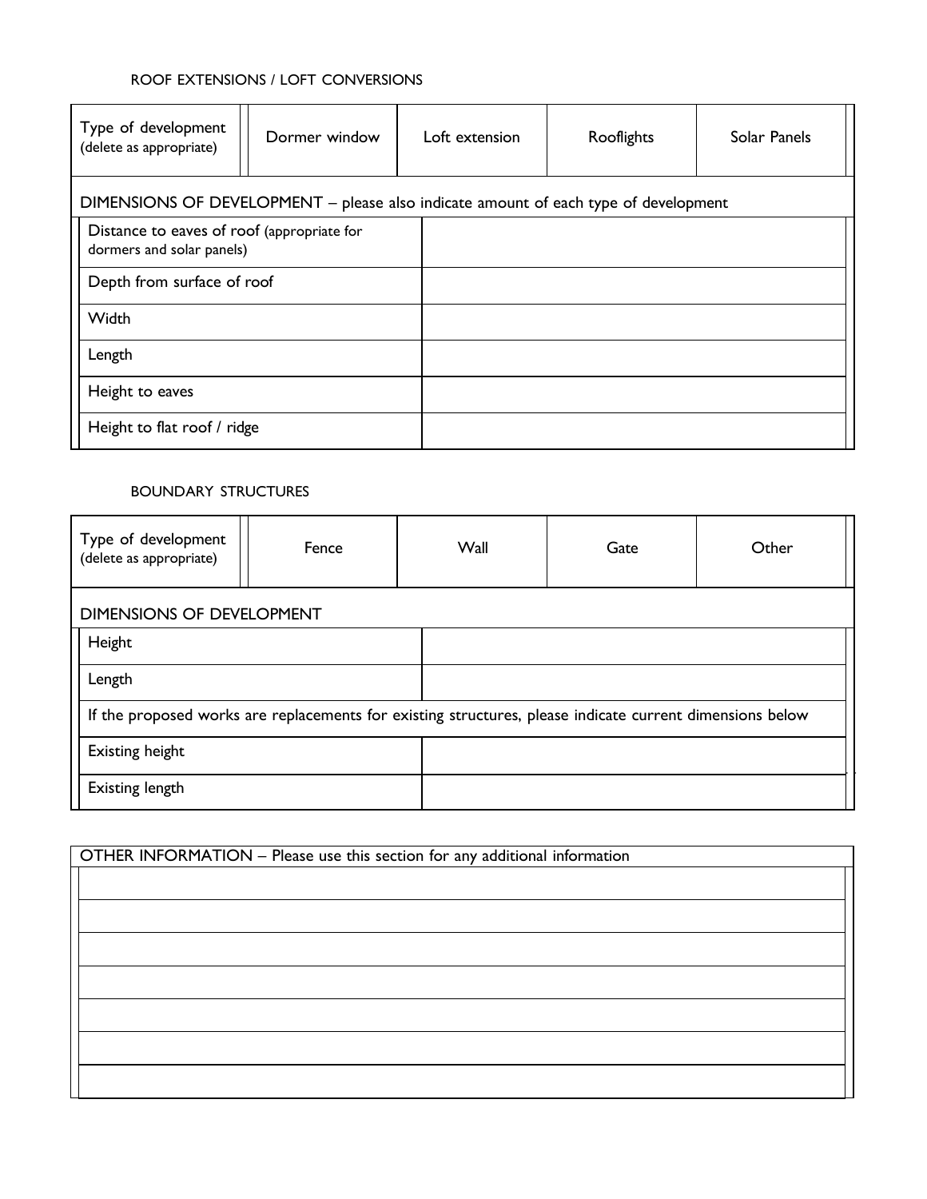ROOF EXTENSIONS / LOFT CONVERSIONS

| Type of development (delete as appropriate) | Dormer window | Loft extension | Rooflights | Solar Panels |
|---|---|---|---|---|
| DIMENSIONS OF DEVELOPMENT – please also indicate amount of each type of development | | | | |
| Distance to eaves of roof (appropriate for dormers and solar panels) | | | | |
| Depth from surface of roof | | | | |
| Width | | | | |
| Length | | | | |
| Height to eaves | | | | |
| Height to flat roof / ridge | | | | |

BOUNDARY STRUCTURES

| Type of development (delete as appropriate) | Fence | Wall | Gate | Other |
|---|---|---|---|---|
| DIMENSIONS OF DEVELOPMENT | | | | |
| Height | | | | |
| Length | | | | |
| If the proposed works are replacements for existing structures, please indicate current dimensions below | | | | |
| Existing height | | | | |
| Existing length | | | | |

| OTHER INFORMATION – Please use this section for any additional information |
|---|
| |
| |
| |
| |
| |
| |
| |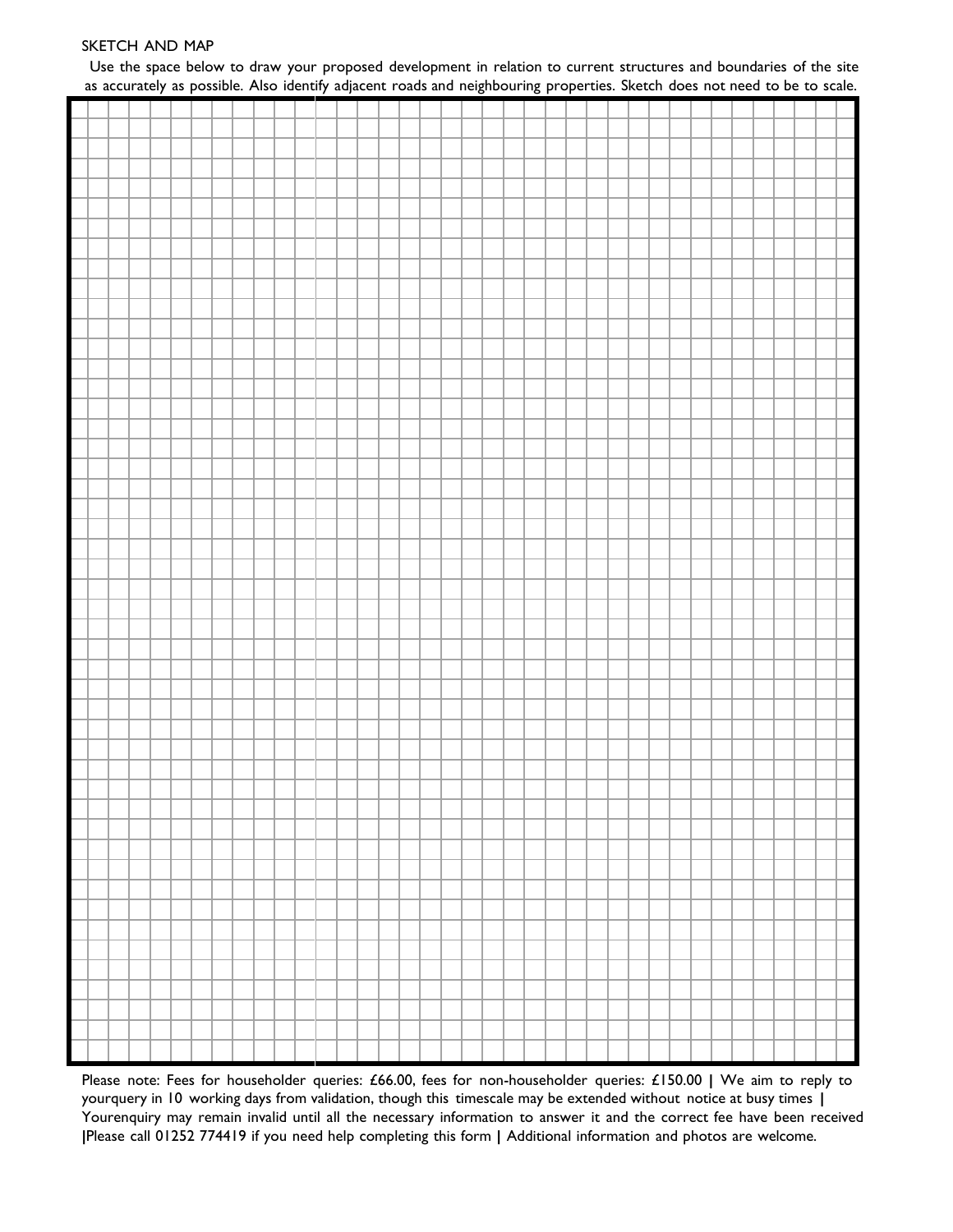## SKETCH AND MAP

Use the space below to draw your proposed development in relation to current structures and boundaries of the site as accurately as possible. Also identify adjacent roads and neighbouring properties. Sketch does not need to be to scale.

Please note: Fees for householder queries: £66.00, fees for non-householder queries: £150.00 **|** We aim to reply to yourquery in 10 working days from validation, though this timescale may be extended without notice at busy times **|** Yourenquiry may remain invalid until all the necessary information to answer it and the correct fee have been received **|**Please call 01252 774419 if you need help completing this form **|** Additional information and photos are welcome.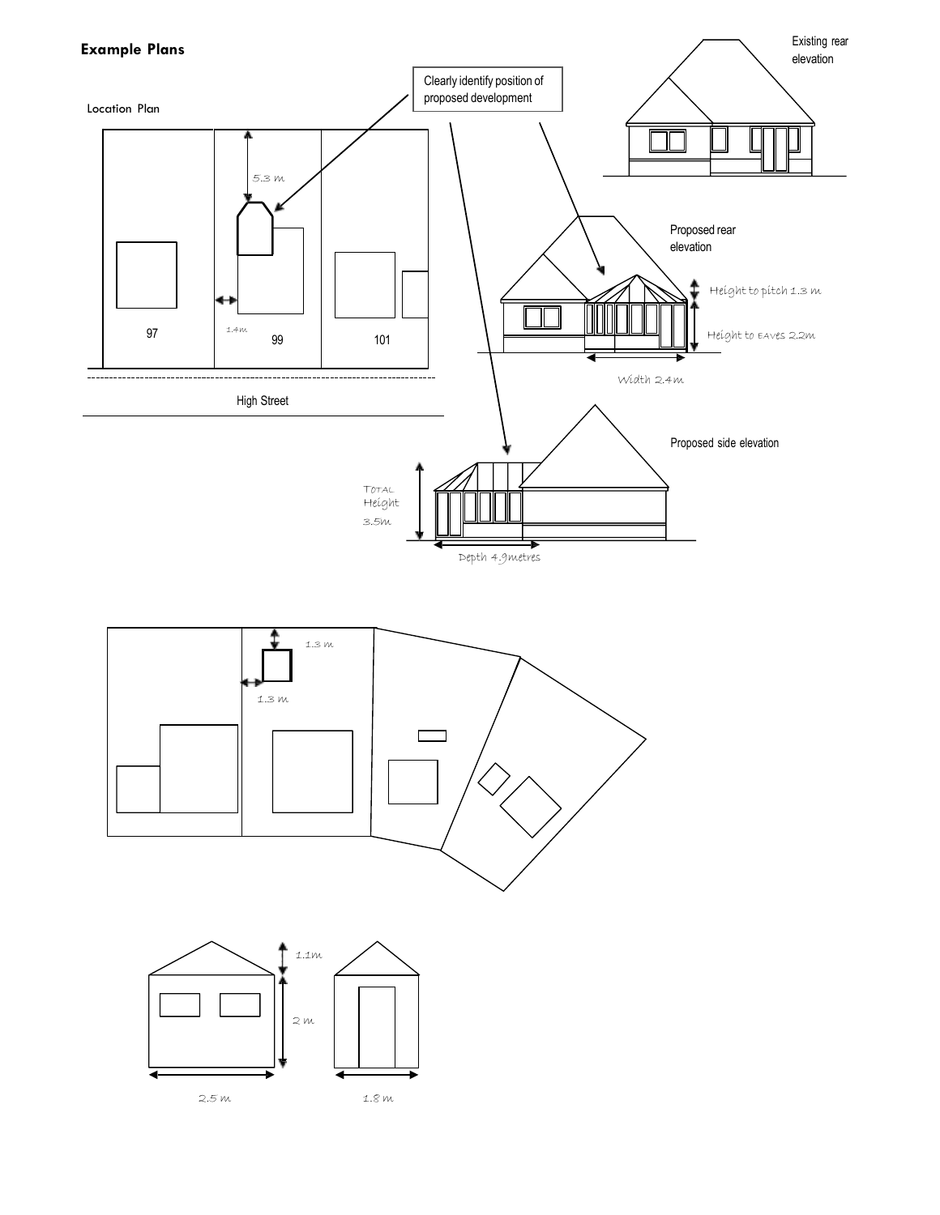## Example Plans

Location Plan

Clearly identify position of proposed development

5.3 m

1.4m

97

99

101

High Street

Existing rear elevation

Proposed rear elevation

Height to pitch 1.3 m

Height to eaves 2.2m

Width 2.4m

Proposed side elevation

Total Height 3.5m

Depth 4.9metres

1.3 m

1.3 m

1.1m

2 m

2.5 m

1.8 m